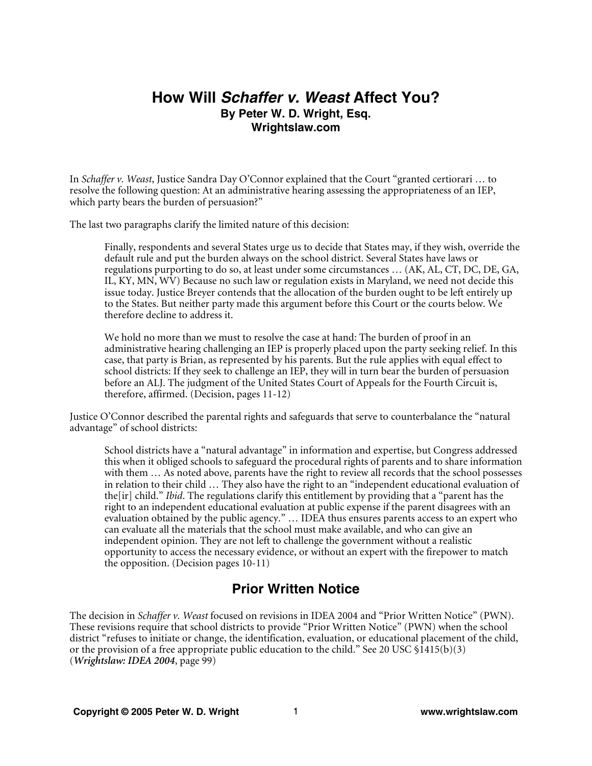# How Will *Schaffer v. Weast* Affect You?

**By Peter W. D. Wright, Esq.**
**Wrightslaw.com**

In *Schaffer v. Weast*, Justice Sandra Day O'Connor explained that the Court "granted certiorari … to resolve the following question: At an administrative hearing assessing the appropriateness of an IEP, which party bears the burden of persuasion?"

The last two paragraphs clarify the limited nature of this decision:

> Finally, respondents and several States urge us to decide that States may, if they wish, override the default rule and put the burden always on the school district. Several States have laws or regulations purporting to do so, at least under some circumstances … (AK, AL, CT, DC, DE, GA, IL, KY, MN, WV) Because no such law or regulation exists in Maryland, we need not decide this issue today. Justice Breyer contends that the allocation of the burden ought to be left entirely up to the States. But neither party made this argument before this Court or the courts below. We therefore decline to address it.
>
> We hold no more than we must to resolve the case at hand: The burden of proof in an administrative hearing challenging an IEP is properly placed upon the party seeking relief. In this case, that party is Brian, as represented by his parents. But the rule applies with equal effect to school districts: If they seek to challenge an IEP, they will in turn bear the burden of persuasion before an ALJ. The judgment of the United States Court of Appeals for the Fourth Circuit is, therefore, affirmed. (Decision, pages 11-12)

Justice O'Connor described the parental rights and safeguards that serve to counterbalance the "natural advantage" of school districts:

> School districts have a "natural advantage" in information and expertise, but Congress addressed this when it obliged schools to safeguard the procedural rights of parents and to share information with them … As noted above, parents have the right to review all records that the school possesses in relation to their child … They also have the right to an "independent educational evaluation of the[ir] child." *Ibid*. The regulations clarify this entitlement by providing that a "parent has the right to an independent educational evaluation at public expense if the parent disagrees with an evaluation obtained by the public agency." … IDEA thus ensures parents access to an expert who can evaluate all the materials that the school must make available, and who can give an independent opinion. They are not left to challenge the government without a realistic opportunity to access the necessary evidence, or without an expert with the firepower to match the opposition. (Decision pages 10-11)

## Prior Written Notice

The decision in *Schaffer v. Weast* focused on revisions in IDEA 2004 and "Prior Written Notice" (PWN). These revisions require that school districts to provide "Prior Written Notice" (PWN) when the school district "refuses to initiate or change, the identification, evaluation, or educational placement of the child, or the provision of a free appropriate public education to the child." See 20 USC §1415(b)(3) (***Wrightslaw: IDEA 2004***, page 99)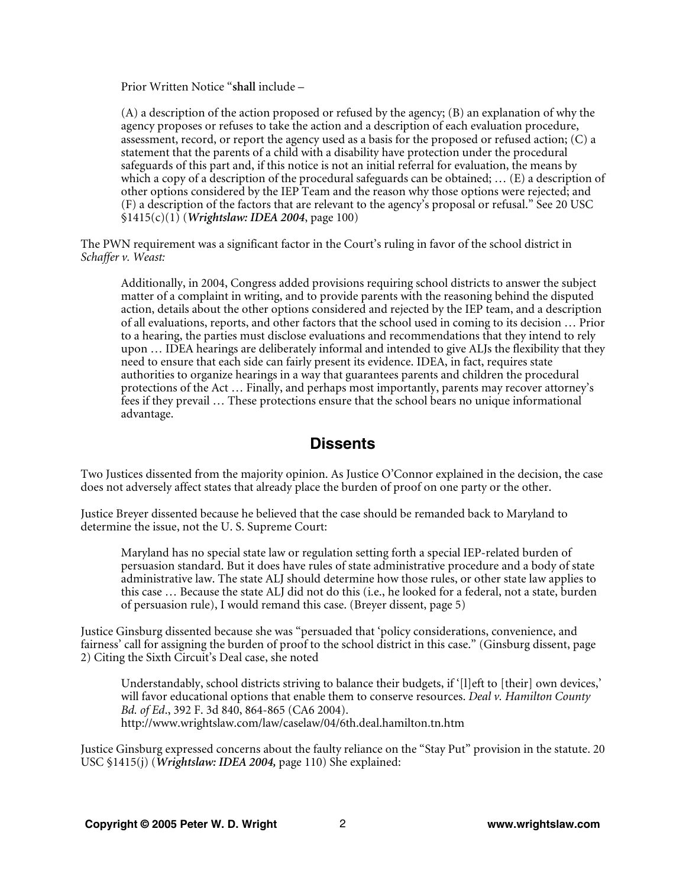> Prior Written Notice "**shall** include –
>
> (A) a description of the action proposed or refused by the agency; (B) an explanation of why the agency proposes or refuses to take the action and a description of each evaluation procedure, assessment, record, or report the agency used as a basis for the proposed or refused action; (C) a statement that the parents of a child with a disability have protection under the procedural safeguards of this part and, if this notice is not an initial referral for evaluation, the means by which a copy of a description of the procedural safeguards can be obtained; … (E) a description of other options considered by the IEP Team and the reason why those options were rejected; and (F) a description of the factors that are relevant to the agency's proposal or refusal." See 20 USC §1415(c)(1) (***Wrightslaw: IDEA 2004***, page 100)

The PWN requirement was a significant factor in the Court's ruling in favor of the school district in *Schaffer v. Weast:*

> Additionally, in 2004, Congress added provisions requiring school districts to answer the subject matter of a complaint in writing, and to provide parents with the reasoning behind the disputed action, details about the other options considered and rejected by the IEP team, and a description of all evaluations, reports, and other factors that the school used in coming to its decision … Prior to a hearing, the parties must disclose evaluations and recommendations that they intend to rely upon … IDEA hearings are deliberately informal and intended to give ALJs the flexibility that they need to ensure that each side can fairly present its evidence. IDEA, in fact, requires state authorities to organize hearings in a way that guarantees parents and children the procedural protections of the Act … Finally, and perhaps most importantly, parents may recover attorney's fees if they prevail … These protections ensure that the school bears no unique informational advantage.

## Dissents

Two Justices dissented from the majority opinion. As Justice O'Connor explained in the decision, the case does not adversely affect states that already place the burden of proof on one party or the other.

Justice Breyer dissented because he believed that the case should be remanded back to Maryland to determine the issue, not the U. S. Supreme Court:

> Maryland has no special state law or regulation setting forth a special IEP-related burden of persuasion standard. But it does have rules of state administrative procedure and a body of state administrative law. The state ALJ should determine how those rules, or other state law applies to this case … Because the state ALJ did not do this (i.e., he looked for a federal, not a state, burden of persuasion rule), I would remand this case. (Breyer dissent, page 5)

Justice Ginsburg dissented because she was "persuaded that 'policy considerations, convenience, and fairness' call for assigning the burden of proof to the school district in this case." (Ginsburg dissent, page 2) Citing the Sixth Circuit's Deal case, she noted

> Understandably, school districts striving to balance their budgets, if '[l]eft to [their] own devices,' will favor educational options that enable them to conserve resources. *Deal v. Hamilton County Bd. of Ed*., 392 F. 3d 840, 864-865 (CA6 2004).
> http://www.wrightslaw.com/law/caselaw/04/6th.deal.hamilton.tn.htm

Justice Ginsburg expressed concerns about the faulty reliance on the "Stay Put" provision in the statute. 20 USC §1415(j) (***Wrightslaw: IDEA 2004,*** page 110) She explained: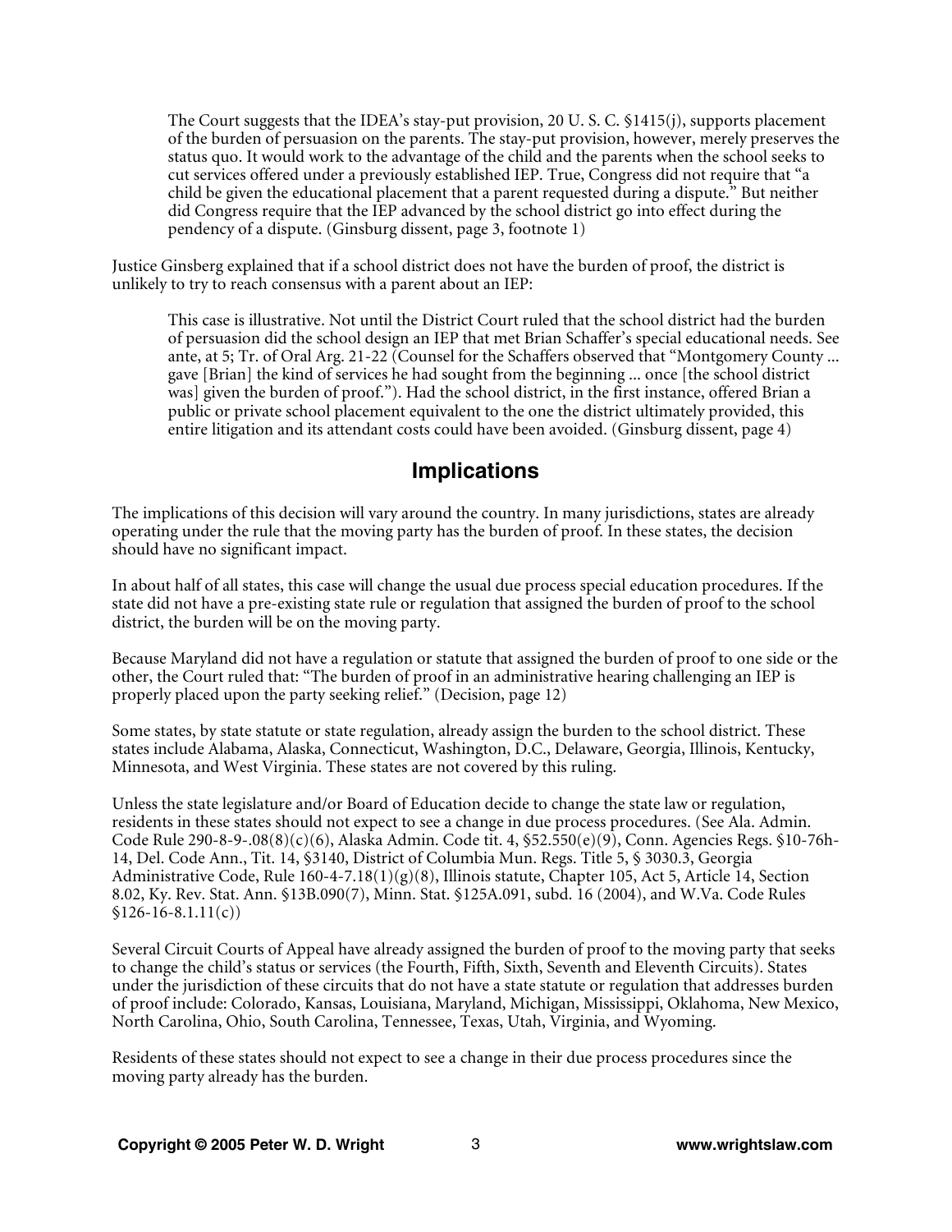> The Court suggests that the IDEA's stay-put provision, 20 U. S. C. §1415(j), supports placement of the burden of persuasion on the parents. The stay-put provision, however, merely preserves the status quo. It would work to the advantage of the child and the parents when the school seeks to cut services offered under a previously established IEP. True, Congress did not require that "a child be given the educational placement that a parent requested during a dispute." But neither did Congress require that the IEP advanced by the school district go into effect during the pendency of a dispute. (Ginsburg dissent, page 3, footnote 1)

Justice Ginsberg explained that if a school district does not have the burden of proof, the district is unlikely to try to reach consensus with a parent about an IEP:

> This case is illustrative. Not until the District Court ruled that the school district had the burden of persuasion did the school design an IEP that met Brian Schaffer's special educational needs. See ante, at 5; Tr. of Oral Arg. 21-22 (Counsel for the Schaffers observed that "Montgomery County ... gave [Brian] the kind of services he had sought from the beginning ... once [the school district was] given the burden of proof."). Had the school district, in the first instance, offered Brian a public or private school placement equivalent to the one the district ultimately provided, this entire litigation and its attendant costs could have been avoided. (Ginsburg dissent, page 4)

## Implications

The implications of this decision will vary around the country. In many jurisdictions, states are already operating under the rule that the moving party has the burden of proof. In these states, the decision should have no significant impact.

In about half of all states, this case will change the usual due process special education procedures. If the state did not have a pre-existing state rule or regulation that assigned the burden of proof to the school district, the burden will be on the moving party.

Because Maryland did not have a regulation or statute that assigned the burden of proof to one side or the other, the Court ruled that: "The burden of proof in an administrative hearing challenging an IEP is properly placed upon the party seeking relief." (Decision, page 12)

Some states, by state statute or state regulation, already assign the burden to the school district. These states include Alabama, Alaska, Connecticut, Washington, D.C., Delaware, Georgia, Illinois, Kentucky, Minnesota, and West Virginia. These states are not covered by this ruling.

Unless the state legislature and/or Board of Education decide to change the state law or regulation, residents in these states should not expect to see a change in due process procedures. (See Ala. Admin. Code Rule 290-8-9-.08(8)(c)(6), Alaska Admin. Code tit. 4, §52.550(e)(9), Conn. Agencies Regs. §10-76h-14, Del. Code Ann., Tit. 14, §3140, District of Columbia Mun. Regs. Title 5, § 3030.3, Georgia Administrative Code, Rule 160-4-7.18(1)(g)(8), Illinois statute, Chapter 105, Act 5, Article 14, Section 8.02, Ky. Rev. Stat. Ann. §13B.090(7), Minn. Stat. §125A.091, subd. 16 (2004), and W.Va. Code Rules §126-16-8.1.11(c))

Several Circuit Courts of Appeal have already assigned the burden of proof to the moving party that seeks to change the child's status or services (the Fourth, Fifth, Sixth, Seventh and Eleventh Circuits). States under the jurisdiction of these circuits that do not have a state statute or regulation that addresses burden of proof include: Colorado, Kansas, Louisiana, Maryland, Michigan, Mississippi, Oklahoma, New Mexico, North Carolina, Ohio, South Carolina, Tennessee, Texas, Utah, Virginia, and Wyoming.

Residents of these states should not expect to see a change in their due process procedures since the moving party already has the burden.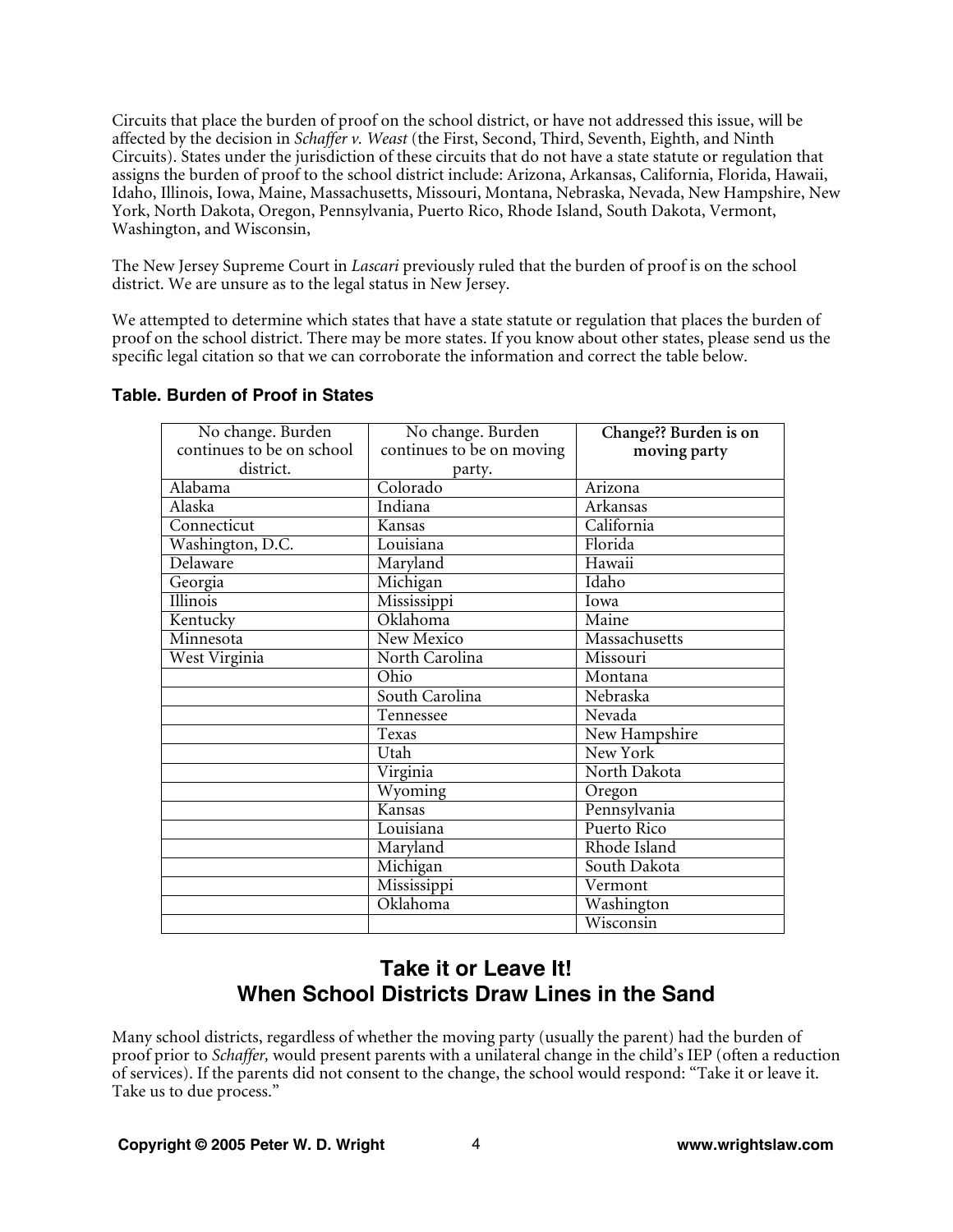Circuits that place the burden of proof on the school district, or have not addressed this issue, will be affected by the decision in *Schaffer v. Weast* (the First, Second, Third, Seventh, Eighth, and Ninth Circuits). States under the jurisdiction of these circuits that do not have a state statute or regulation that assigns the burden of proof to the school district include: Arizona, Arkansas, California, Florida, Hawaii, Idaho, Illinois, Iowa, Maine, Massachusetts, Missouri, Montana, Nebraska, Nevada, New Hampshire, New York, North Dakota, Oregon, Pennsylvania, Puerto Rico, Rhode Island, South Dakota, Vermont, Washington, and Wisconsin,

The New Jersey Supreme Court in *Lascari* previously ruled that the burden of proof is on the school district. We are unsure as to the legal status in New Jersey.

We attempted to determine which states that have a state statute or regulation that places the burden of proof on the school district. There may be more states. If you know about other states, please send us the specific legal citation so that we can corroborate the information and correct the table below.

#### Table. Burden of Proof in States

| No change. Burden continues to be on school district. | No change. Burden continues to be on moving party. | **Change?? Burden is on moving party** |
|---|---|---|
| Alabama | Colorado | Arizona |
| Alaska | Indiana | Arkansas |
| Connecticut | Kansas | California |
| Washington, D.C. | Louisiana | Florida |
| Delaware | Maryland | Hawaii |
| Georgia | Michigan | Idaho |
| Illinois | Mississippi | Iowa |
| Kentucky | Oklahoma | Maine |
| Minnesota | New Mexico | Massachusetts |
| West Virginia | North Carolina | Missouri |
| | Ohio | Montana |
| | South Carolina | Nebraska |
| | Tennessee | Nevada |
| | Texas | New Hampshire |
| | Utah | New York |
| | Virginia | North Dakota |
| | Wyoming | Oregon |
| | Kansas | Pennsylvania |
| | Louisiana | Puerto Rico |
| | Maryland | Rhode Island |
| | Michigan | South Dakota |
| | Mississippi | Vermont |
| | Oklahoma | Washington |
| | | Wisconsin |

## Take it or Leave It! When School Districts Draw Lines in the Sand

Many school districts, regardless of whether the moving party (usually the parent) had the burden of proof prior to *Schaffer,* would present parents with a unilateral change in the child's IEP (often a reduction of services). If the parents did not consent to the change, the school would respond: "Take it or leave it. Take us to due process."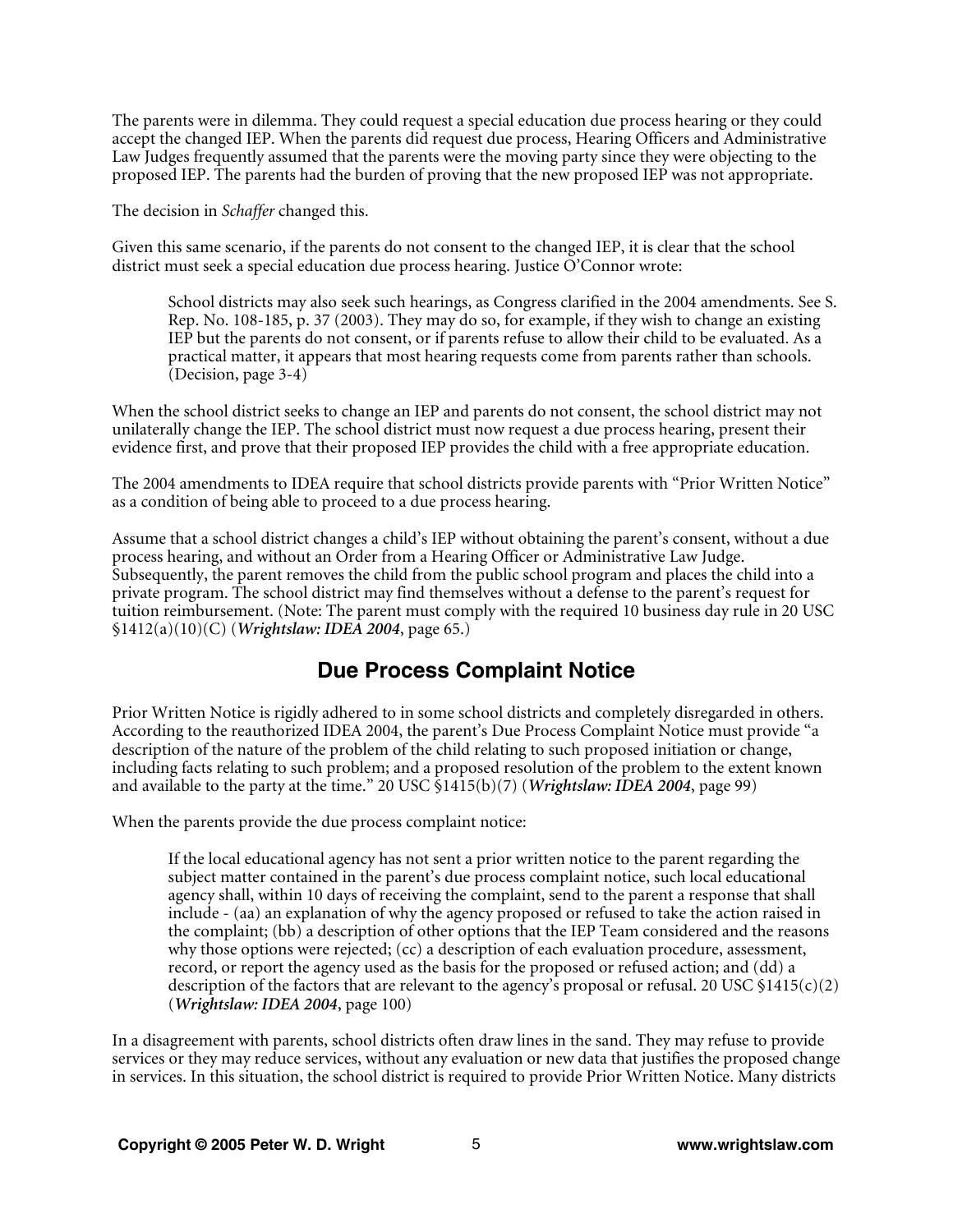The parents were in dilemma. They could request a special education due process hearing or they could accept the changed IEP. When the parents did request due process, Hearing Officers and Administrative Law Judges frequently assumed that the parents were the moving party since they were objecting to the proposed IEP. The parents had the burden of proving that the new proposed IEP was not appropriate.

The decision in *Schaffer* changed this.

Given this same scenario, if the parents do not consent to the changed IEP, it is clear that the school district must seek a special education due process hearing. Justice O'Connor wrote:

> School districts may also seek such hearings, as Congress clarified in the 2004 amendments. See S. Rep. No. 108-185, p. 37 (2003). They may do so, for example, if they wish to change an existing IEP but the parents do not consent, or if parents refuse to allow their child to be evaluated. As a practical matter, it appears that most hearing requests come from parents rather than schools. (Decision, page 3-4)

When the school district seeks to change an IEP and parents do not consent, the school district may not unilaterally change the IEP. The school district must now request a due process hearing, present their evidence first, and prove that their proposed IEP provides the child with a free appropriate education.

The 2004 amendments to IDEA require that school districts provide parents with "Prior Written Notice" as a condition of being able to proceed to a due process hearing.

Assume that a school district changes a child's IEP without obtaining the parent's consent, without a due process hearing, and without an Order from a Hearing Officer or Administrative Law Judge. Subsequently, the parent removes the child from the public school program and places the child into a private program. The school district may find themselves without a defense to the parent's request for tuition reimbursement. (Note: The parent must comply with the required 10 business day rule in 20 USC §1412(a)(10)(C) (***Wrightslaw: IDEA 2004***, page 65.)

## Due Process Complaint Notice

Prior Written Notice is rigidly adhered to in some school districts and completely disregarded in others. According to the reauthorized IDEA 2004, the parent's Due Process Complaint Notice must provide "a description of the nature of the problem of the child relating to such proposed initiation or change, including facts relating to such problem; and a proposed resolution of the problem to the extent known and available to the party at the time." 20 USC §1415(b)(7) (***Wrightslaw: IDEA 2004***, page 99)

When the parents provide the due process complaint notice:

> If the local educational agency has not sent a prior written notice to the parent regarding the subject matter contained in the parent's due process complaint notice, such local educational agency shall, within 10 days of receiving the complaint, send to the parent a response that shall include - (aa) an explanation of why the agency proposed or refused to take the action raised in the complaint; (bb) a description of other options that the IEP Team considered and the reasons why those options were rejected; (cc) a description of each evaluation procedure, assessment, record, or report the agency used as the basis for the proposed or refused action; and (dd) a description of the factors that are relevant to the agency's proposal or refusal. 20 USC §1415(c)(2) (***Wrightslaw: IDEA 2004***, page 100)

In a disagreement with parents, school districts often draw lines in the sand. They may refuse to provide services or they may reduce services, without any evaluation or new data that justifies the proposed change in services. In this situation, the school district is required to provide Prior Written Notice. Many districts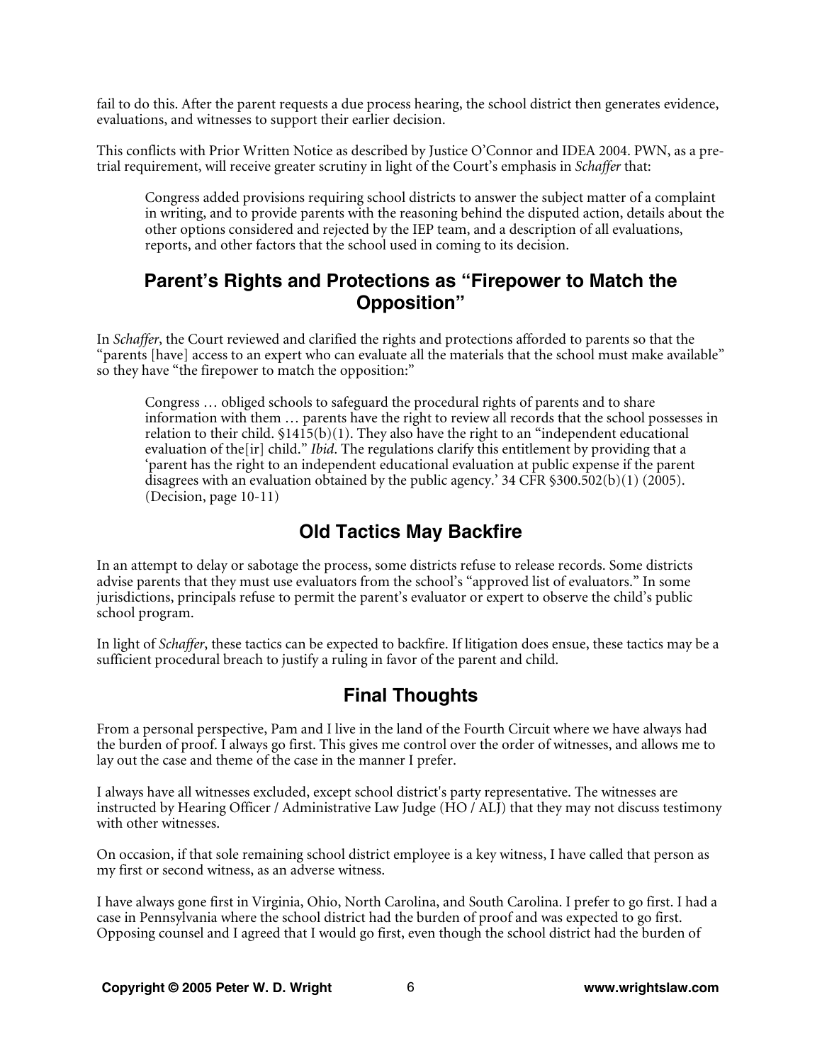fail to do this. After the parent requests a due process hearing, the school district then generates evidence, evaluations, and witnesses to support their earlier decision.

This conflicts with Prior Written Notice as described by Justice O'Connor and IDEA 2004. PWN, as a pre-trial requirement, will receive greater scrutiny in light of the Court's emphasis in *Schaffer* that:

> Congress added provisions requiring school districts to answer the subject matter of a complaint in writing, and to provide parents with the reasoning behind the disputed action, details about the other options considered and rejected by the IEP team, and a description of all evaluations, reports, and other factors that the school used in coming to its decision.

## Parent's Rights and Protections as "Firepower to Match the Opposition"

In *Schaffer*, the Court reviewed and clarified the rights and protections afforded to parents so that the "parents [have] access to an expert who can evaluate all the materials that the school must make available" so they have "the firepower to match the opposition:"

> Congress … obliged schools to safeguard the procedural rights of parents and to share information with them … parents have the right to review all records that the school possesses in relation to their child. §1415(b)(1). They also have the right to an "independent educational evaluation of the[ir] child." *Ibid*. The regulations clarify this entitlement by providing that a 'parent has the right to an independent educational evaluation at public expense if the parent disagrees with an evaluation obtained by the public agency.' 34 CFR §300.502(b)(1) (2005). (Decision, page 10-11)

## Old Tactics May Backfire

In an attempt to delay or sabotage the process, some districts refuse to release records. Some districts advise parents that they must use evaluators from the school's "approved list of evaluators." In some jurisdictions, principals refuse to permit the parent's evaluator or expert to observe the child's public school program.

In light of *Schaffer*, these tactics can be expected to backfire. If litigation does ensue, these tactics may be a sufficient procedural breach to justify a ruling in favor of the parent and child.

## Final Thoughts

From a personal perspective, Pam and I live in the land of the Fourth Circuit where we have always had the burden of proof. I always go first. This gives me control over the order of witnesses, and allows me to lay out the case and theme of the case in the manner I prefer.

I always have all witnesses excluded, except school district's party representative. The witnesses are instructed by Hearing Officer / Administrative Law Judge (HO / ALJ) that they may not discuss testimony with other witnesses.

On occasion, if that sole remaining school district employee is a key witness, I have called that person as my first or second witness, as an adverse witness.

I have always gone first in Virginia, Ohio, North Carolina, and South Carolina. I prefer to go first. I had a case in Pennsylvania where the school district had the burden of proof and was expected to go first. Opposing counsel and I agreed that I would go first, even though the school district had the burden of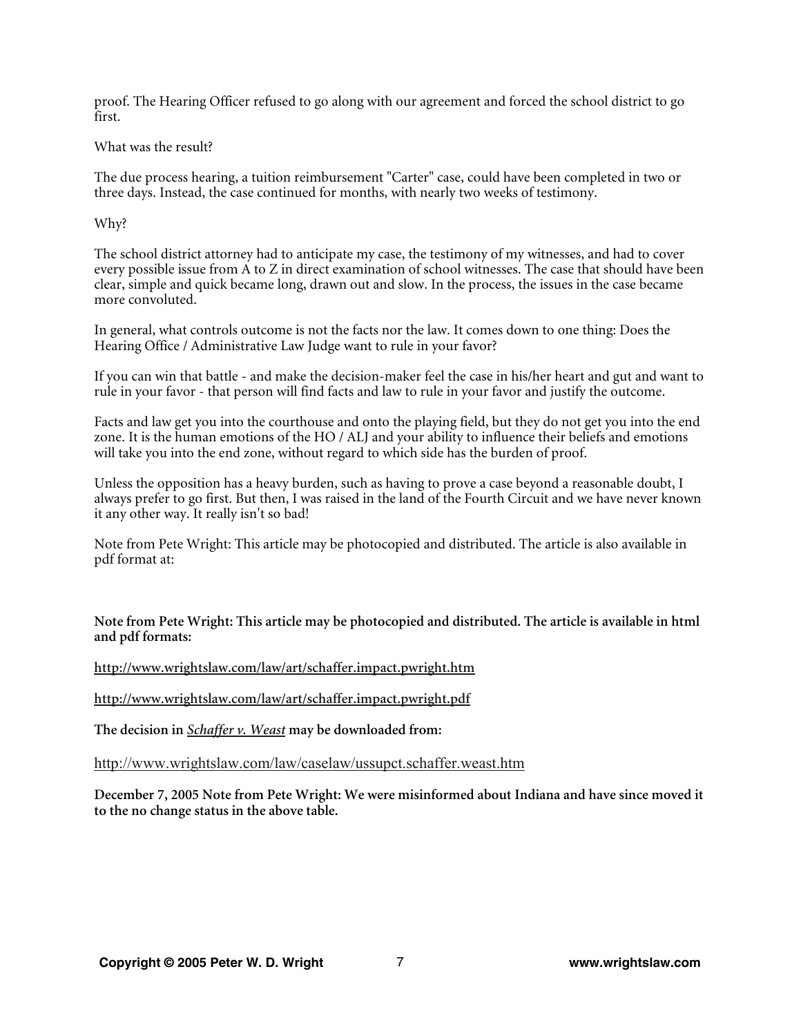proof. The Hearing Officer refused to go along with our agreement and forced the school district to go first.

What was the result?

The due process hearing, a tuition reimbursement "Carter" case, could have been completed in two or three days. Instead, the case continued for months, with nearly two weeks of testimony.

Why?

The school district attorney had to anticipate my case, the testimony of my witnesses, and had to cover every possible issue from A to Z in direct examination of school witnesses. The case that should have been clear, simple and quick became long, drawn out and slow. In the process, the issues in the case became more convoluted.

In general, what controls outcome is not the facts nor the law. It comes down to one thing: Does the Hearing Office / Administrative Law Judge want to rule in your favor?

If you can win that battle - and make the decision-maker feel the case in his/her heart and gut and want to rule in your favor - that person will find facts and law to rule in your favor and justify the outcome.

Facts and law get you into the courthouse and onto the playing field, but they do not get you into the end zone. It is the human emotions of the HO / ALJ and your ability to influence their beliefs and emotions will take you into the end zone, without regard to which side has the burden of proof.

Unless the opposition has a heavy burden, such as having to prove a case beyond a reasonable doubt, I always prefer to go first. But then, I was raised in the land of the Fourth Circuit and we have never known it any other way. It really isn't so bad!

Note from Pete Wright: This article may be photocopied and distributed. The article is also available in pdf format at:

**Note from Pete Wright: This article may be photocopied and distributed. The article is available in html and pdf formats:**

**http://www.wrightslaw.com/law/art/schaffer.impact.pwright.htm**

**http://www.wrightslaw.com/law/art/schaffer.impact.pwright.pdf**

**The decision in *Schaffer v. Weast* may be downloaded from:**

http://www.wrightslaw.com/law/caselaw/ussupct.schaffer.weast.htm

**December 7, 2005 Note from Pete Wright: We were misinformed about Indiana and have since moved it to the no change status in the above table.**

**Copyright © 2005 Peter W. D. Wright** **www.wrightslaw.com**